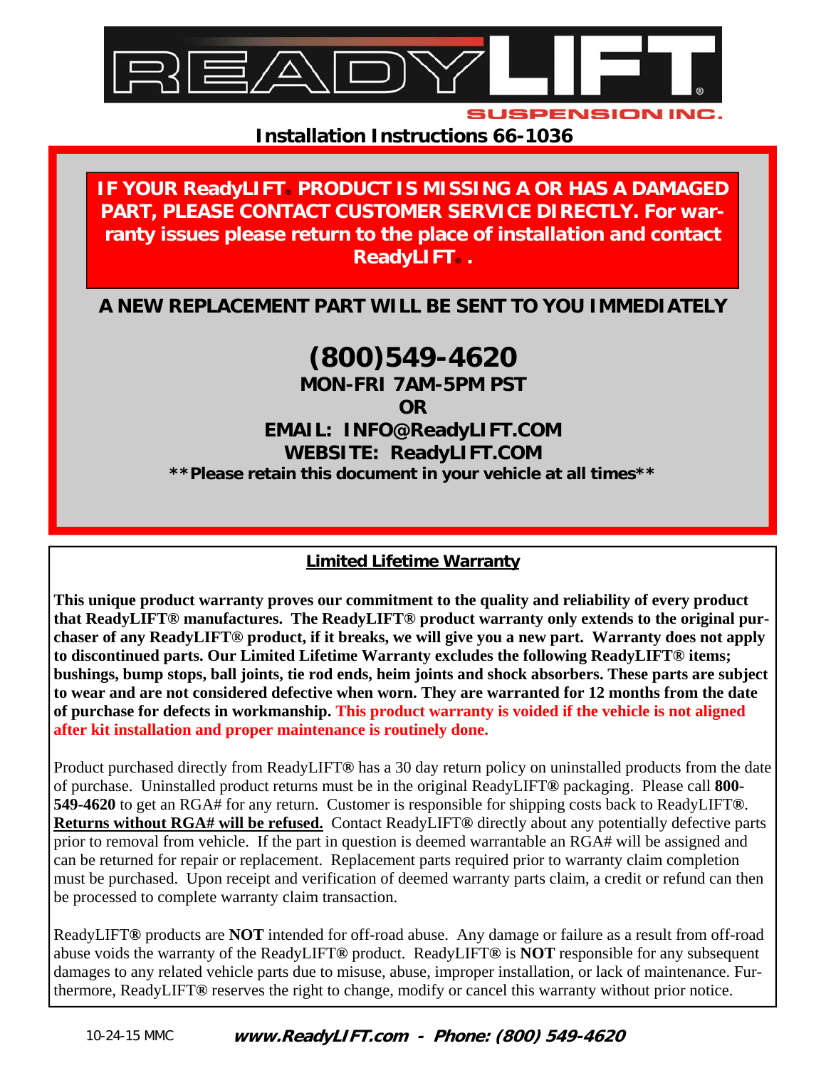# ReadyLIFT SUSPENSION INC.

## Installation Instructions 66-1036

**IF YOUR ReadyLIFT® PRODUCT IS MISSING A OR HAS A DAMAGED PART, PLEASE CONTACT CUSTOMER SERVICE DIRECTLY. For warranty issues please return to the place of installation and contact ReadyLIFT®.**

**A NEW REPLACEMENT PART WILL BE SENT TO YOU IMMEDIATELY**

**(800)549-4620**

**MON-FRI 7AM-5PM PST**

**OR**

**EMAIL: INFO@ReadyLIFT.COM**

**WEBSITE: ReadyLIFT.COM**

**\*\*Please retain this document in your vehicle at all times\*\***

### Limited Lifetime Warranty

**This unique product warranty proves our commitment to the quality and reliability of every product that ReadyLIFT® manufactures. The ReadyLIFT® product warranty only extends to the original purchaser of any ReadyLIFT® product, if it breaks, we will give you a new part. Warranty does not apply to discontinued parts. Our Limited Lifetime Warranty excludes the following ReadyLIFT® items; bushings, bump stops, ball joints, tie rod ends, heim joints and shock absorbers. These parts are subject to wear and are not considered defective when worn. They are warranted for 12 months from the date of purchase for defects in workmanship. This product warranty is voided if the vehicle is not aligned after kit installation and proper maintenance is routinely done.**

Product purchased directly from ReadyLIFT® has a 30 day return policy on uninstalled products from the date of purchase. Uninstalled product returns must be in the original ReadyLIFT® packaging. Please call **800-549-4620** to get an RGA# for any return. Customer is responsible for shipping costs back to ReadyLIFT®. **Returns without RGA# will be refused.** Contact ReadyLIFT® directly about any potentially defective parts prior to removal from vehicle. If the part in question is deemed warrantable an RGA# will be assigned and can be returned for repair or replacement. Replacement parts required prior to warranty claim completion must be purchased. Upon receipt and verification of deemed warranty parts claim, a credit or refund can then be processed to complete warranty claim transaction.

ReadyLIFT® products are **NOT** intended for off-road abuse. Any damage or failure as a result from off-road abuse voids the warranty of the ReadyLIFT® product. ReadyLIFT® is **NOT** responsible for any subsequent damages to any related vehicle parts due to misuse, abuse, improper installation, or lack of maintenance. Furthermore, ReadyLIFT® reserves the right to change, modify or cancel this warranty without prior notice.

10-24-15 MMC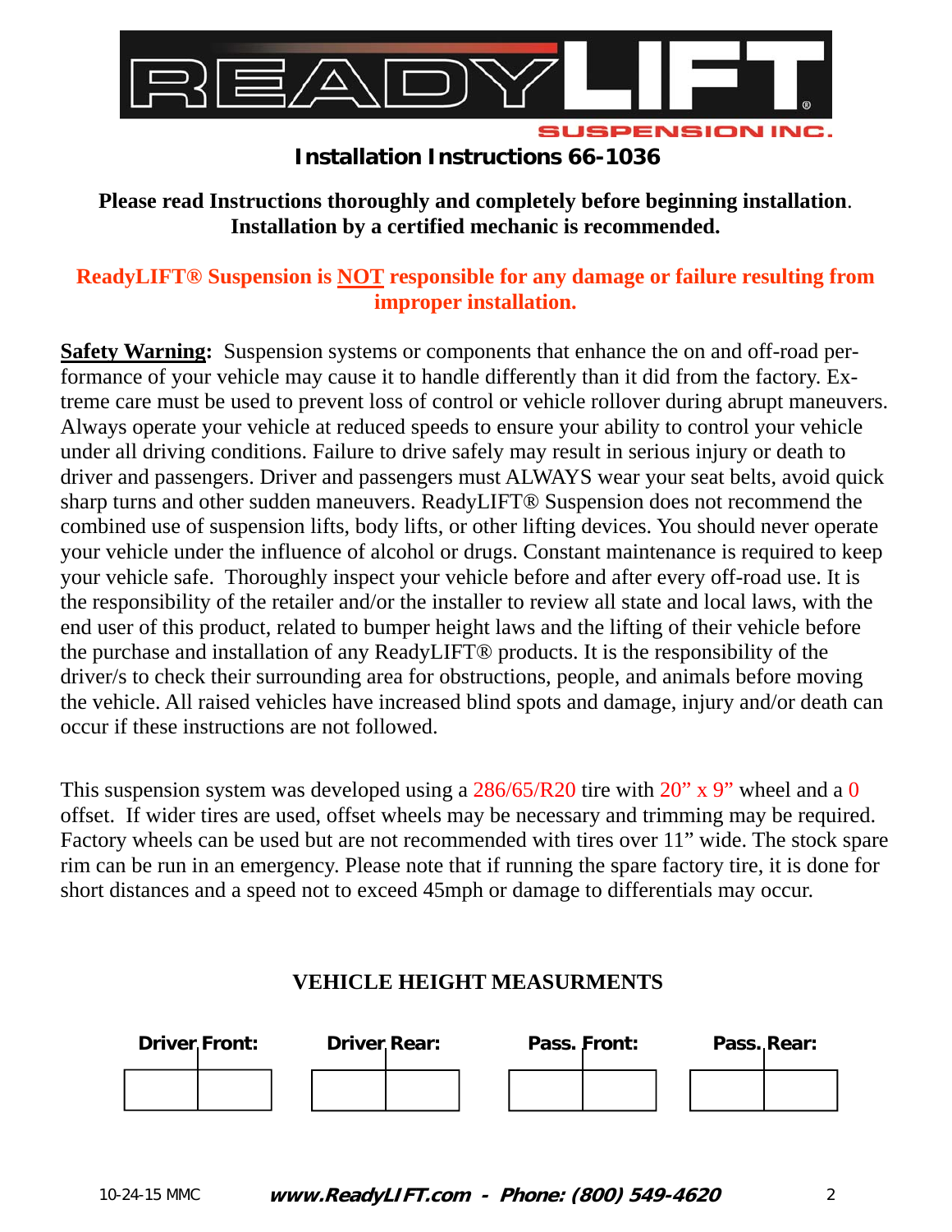# Installation Instructions 66-1036

**Please read Instructions thoroughly and completely before beginning installation. Installation by a certified mechanic is recommended.**

**ReadyLIFT® Suspension is NOT responsible for any damage or failure resulting from improper installation.**

**Safety Warning:** Suspension systems or components that enhance the on and off-road performance of your vehicle may cause it to handle differently than it did from the factory. Extreme care must be used to prevent loss of control or vehicle rollover during abrupt maneuvers. Always operate your vehicle at reduced speeds to ensure your ability to control your vehicle under all driving conditions. Failure to drive safely may result in serious injury or death to driver and passengers. Driver and passengers must ALWAYS wear your seat belts, avoid quick sharp turns and other sudden maneuvers. ReadyLIFT® Suspension does not recommend the combined use of suspension lifts, body lifts, or other lifting devices. You should never operate your vehicle under the influence of alcohol or drugs. Constant maintenance is required to keep your vehicle safe. Thoroughly inspect your vehicle before and after every off-road use. It is the responsibility of the retailer and/or the installer to review all state and local laws, with the end user of this product, related to bumper height laws and the lifting of their vehicle before the purchase and installation of any ReadyLIFT® products. It is the responsibility of the driver/s to check their surrounding area for obstructions, people, and animals before moving the vehicle. All raised vehicles have increased blind spots and damage, injury and/or death can occur if these instructions are not followed.

This suspension system was developed using a 286/65/R20 tire with 20" x 9" wheel and a 0 offset. If wider tires are used, offset wheels may be necessary and trimming may be required. Factory wheels can be used but are not recommended with tires over 11" wide. The stock spare rim can be run in an emergency. Please note that if running the spare factory tire, it is done for short distances and a speed not to exceed 45mph or damage to differentials may occur.

## VEHICLE HEIGHT MEASURMENTS

| Driver Front: | Driver Rear: | Pass. Front: | Pass. Rear: |
|---|---|---|---|
| | | | |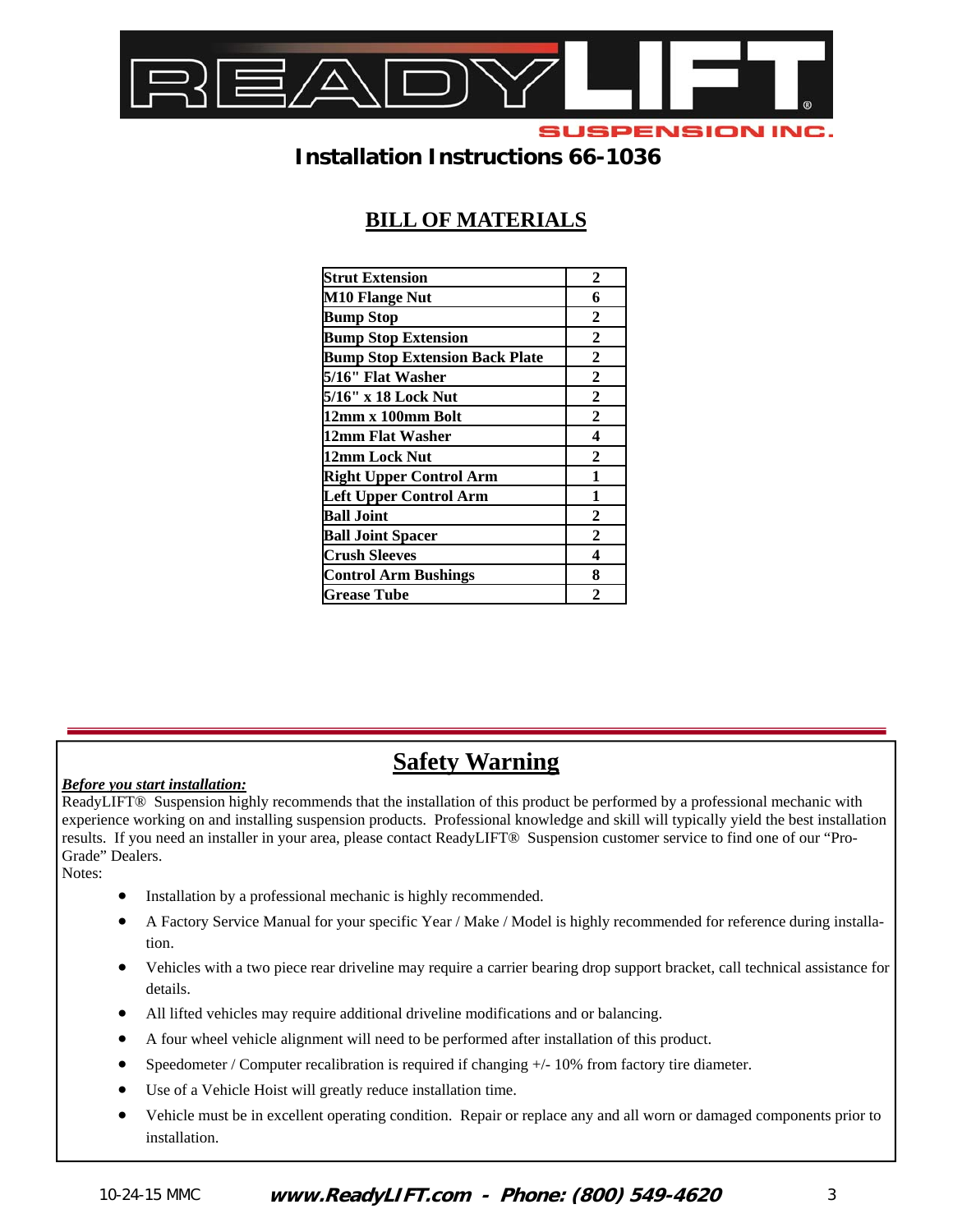# Installation Instructions 66-1036

## BILL OF MATERIALS

| Strut Extension | 2 |
|---|---|
| M10 Flange Nut | 6 |
| Bump Stop | 2 |
| Bump Stop Extension | 2 |
| Bump Stop Extension Back Plate | 2 |
| 5/16" Flat Washer | 2 |
| 5/16" x 18 Lock Nut | 2 |
| 12mm x 100mm Bolt | 2 |
| 12mm Flat Washer | 4 |
| 12mm Lock Nut | 2 |
| Right Upper Control Arm | 1 |
| Left Upper Control Arm | 1 |
| Ball Joint | 2 |
| Ball Joint Spacer | 2 |
| Crush Sleeves | 4 |
| Control Arm Bushings | 8 |
| Grease Tube | 2 |

## Safety Warning

***Before you start installation:***

ReadyLIFT® Suspension highly recommends that the installation of this product be performed by a professional mechanic with experience working on and installing suspension products. Professional knowledge and skill will typically yield the best installation results. If you need an installer in your area, please contact ReadyLIFT® Suspension customer service to find one of our "Pro-Grade" Dealers.

Notes:

- Installation by a professional mechanic is highly recommended.
- A Factory Service Manual for your specific Year / Make / Model is highly recommended for reference during installation.
- Vehicles with a two piece rear driveline may require a carrier bearing drop support bracket, call technical assistance for details.
- All lifted vehicles may require additional driveline modifications and or balancing.
- A four wheel vehicle alignment will need to be performed after installation of this product.
- Speedometer / Computer recalibration is required if changing +/- 10% from factory tire diameter.
- Use of a Vehicle Hoist will greatly reduce installation time.
- Vehicle must be in excellent operating condition. Repair or replace any and all worn or damaged components prior to installation.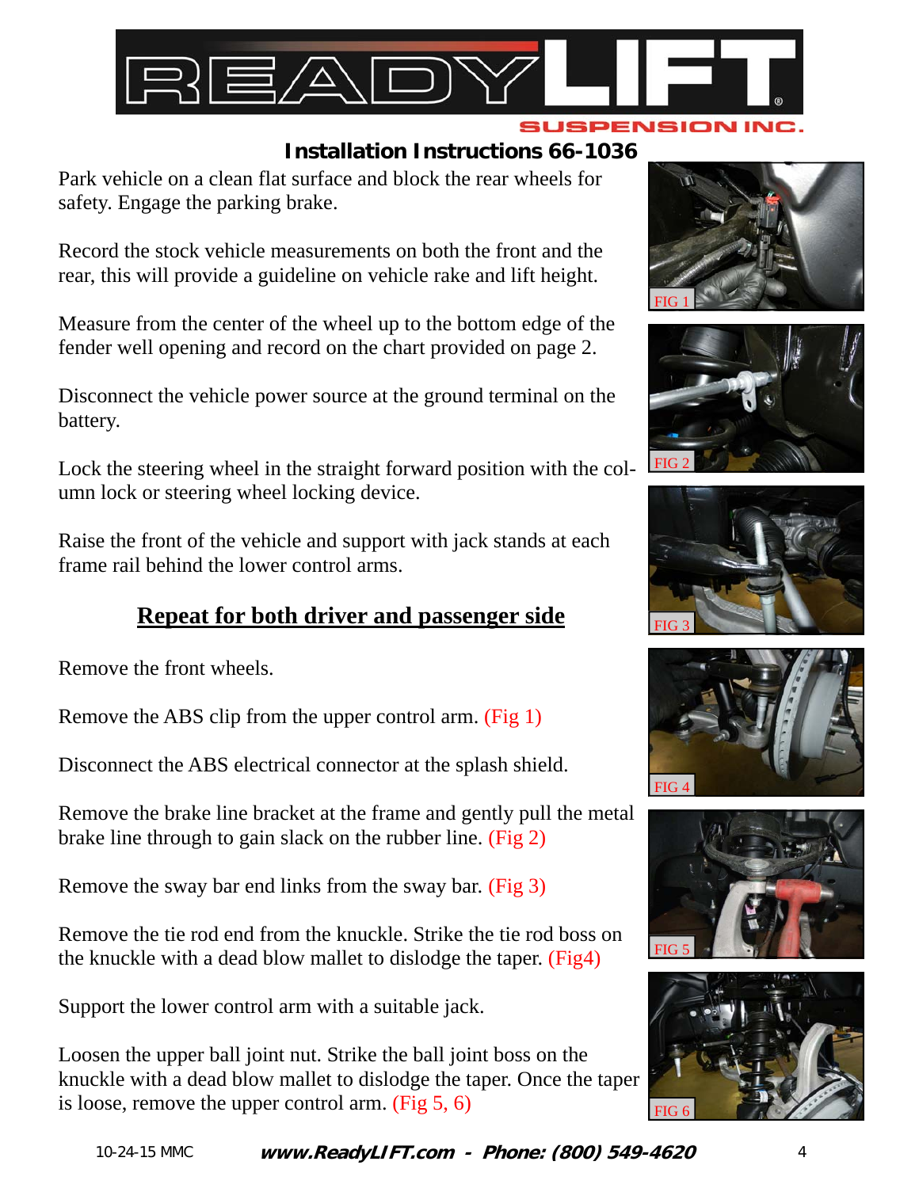# Installation Instructions 66-1036

Park vehicle on a clean flat surface and block the rear wheels for safety. Engage the parking brake.

Record the stock vehicle measurements on both the front and the rear, this will provide a guideline on vehicle rake and lift height.

Measure from the center of the wheel up to the bottom edge of the fender well opening and record on the chart provided on page 2.

Disconnect the vehicle power source at the ground terminal on the battery.

Lock the steering wheel in the straight forward position with the column lock or steering wheel locking device.

Raise the front of the vehicle and support with jack stands at each frame rail behind the lower control arms.

## Repeat for both driver and passenger side

Remove the front wheels.

Remove the ABS clip from the upper control arm. (Fig 1)

Disconnect the ABS electrical connector at the splash shield.

Remove the brake line bracket at the frame and gently pull the metal brake line through to gain slack on the rubber line. (Fig 2)

Remove the sway bar end links from the sway bar. (Fig 3)

Remove the tie rod end from the knuckle. Strike the tie rod boss on the knuckle with a dead blow mallet to dislodge the taper. (Fig4)

Support the lower control arm with a suitable jack.

Loosen the upper ball joint nut. Strike the ball joint boss on the knuckle with a dead blow mallet to dislodge the taper. Once the taper is loose, remove the upper control arm. (Fig 5, 6)

FIG 1

FIG 2

FIG 3

FIG 4

FIG 5

FIG 6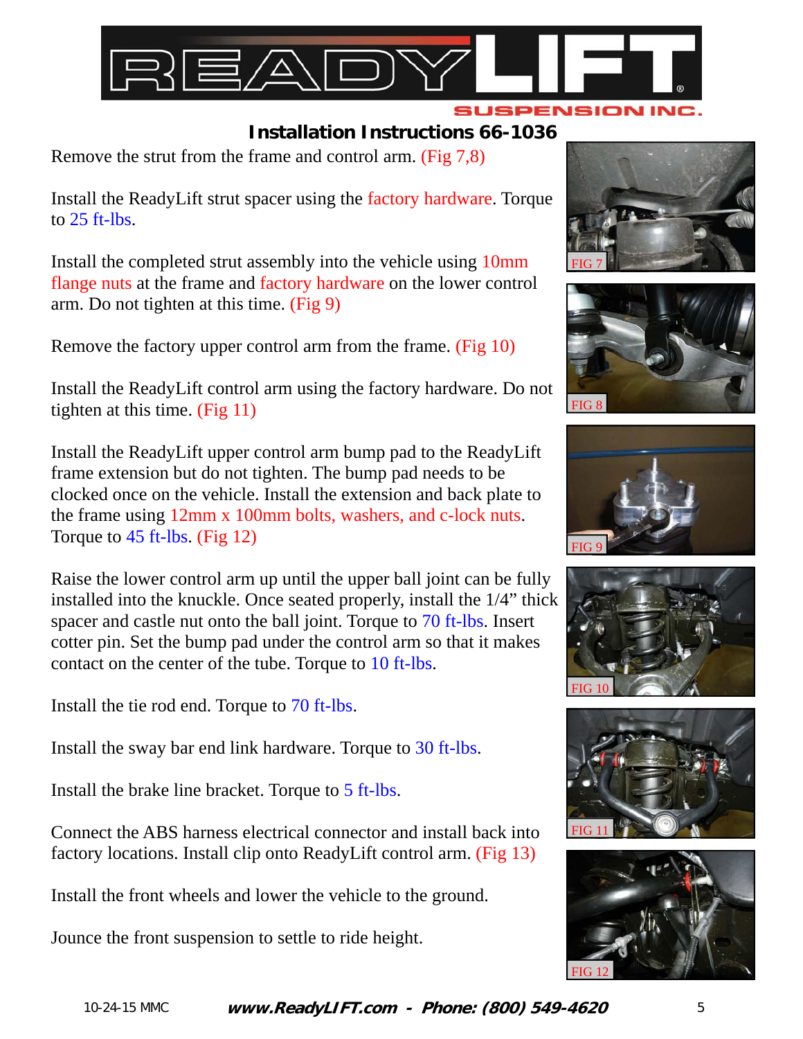## Installation Instructions 66-1036

Remove the strut from the frame and control arm. (Fig 7,8)

Install the ReadyLift strut spacer using the factory hardware. Torque to 25 ft-lbs.

Install the completed strut assembly into the vehicle using 10mm flange nuts at the frame and factory hardware on the lower control arm. Do not tighten at this time. (Fig 9)

Remove the factory upper control arm from the frame. (Fig 10)

Install the ReadyLift control arm using the factory hardware. Do not tighten at this time. (Fig 11)

Install the ReadyLift upper control arm bump pad to the ReadyLift frame extension but do not tighten. The bump pad needs to be clocked once on the vehicle. Install the extension and back plate to the frame using 12mm x 100mm bolts, washers, and c-lock nuts. Torque to 45 ft-lbs. (Fig 12)

Raise the lower control arm up until the upper ball joint can be fully installed into the knuckle. Once seated properly, install the 1/4" thick spacer and castle nut onto the ball joint. Torque to 70 ft-lbs. Insert cotter pin. Set the bump pad under the control arm so that it makes contact on the center of the tube. Torque to 10 ft-lbs.

Install the tie rod end. Torque to 70 ft-lbs.

Install the sway bar end link hardware. Torque to 30 ft-lbs.

Install the brake line bracket. Torque to 5 ft-lbs.

Connect the ABS harness electrical connector and install back into factory locations. Install clip onto ReadyLift control arm. (Fig 13)

Install the front wheels and lower the vehicle to the ground.

Jounce the front suspension to settle to ride height.

FIG 7

FIG 8

FIG 9

FIG 10

FIG 11

FIG 12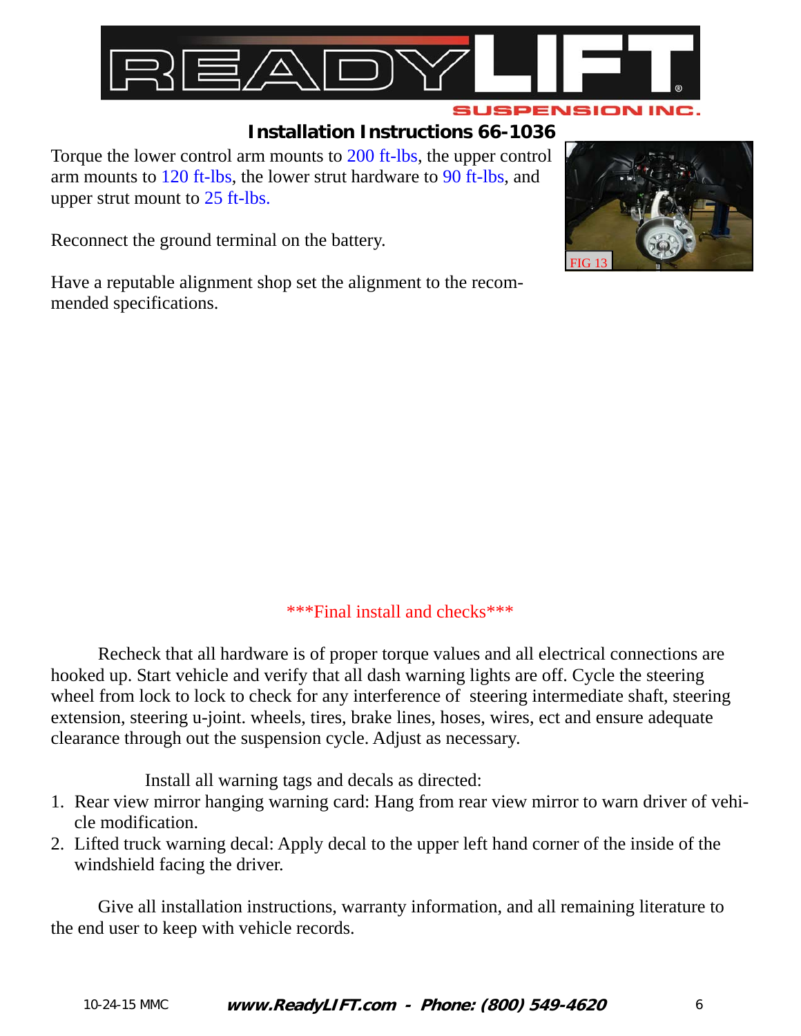## Installation Instructions 66-1036

Torque the lower control arm mounts to 200 ft-lbs, the upper control arm mounts to 120 ft-lbs, the lower strut hardware to 90 ft-lbs, and upper strut mount to 25 ft-lbs.

FIG 13

Reconnect the ground terminal on the battery.

Have a reputable alignment shop set the alignment to the recommended specifications.

***Final install and checks***

Recheck that all hardware is of proper torque values and all electrical connections are hooked up. Start vehicle and verify that all dash warning lights are off. Cycle the steering wheel from lock to lock to check for any interference of steering intermediate shaft, steering extension, steering u-joint. wheels, tires, brake lines, hoses, wires, ect and ensure adequate clearance through out the suspension cycle. Adjust as necessary.

Install all warning tags and decals as directed:

1. Rear view mirror hanging warning card: Hang from rear view mirror to warn driver of vehicle modification.
2. Lifted truck warning decal: Apply decal to the upper left hand corner of the inside of the windshield facing the driver.

Give all installation instructions, warranty information, and all remaining literature to the end user to keep with vehicle records.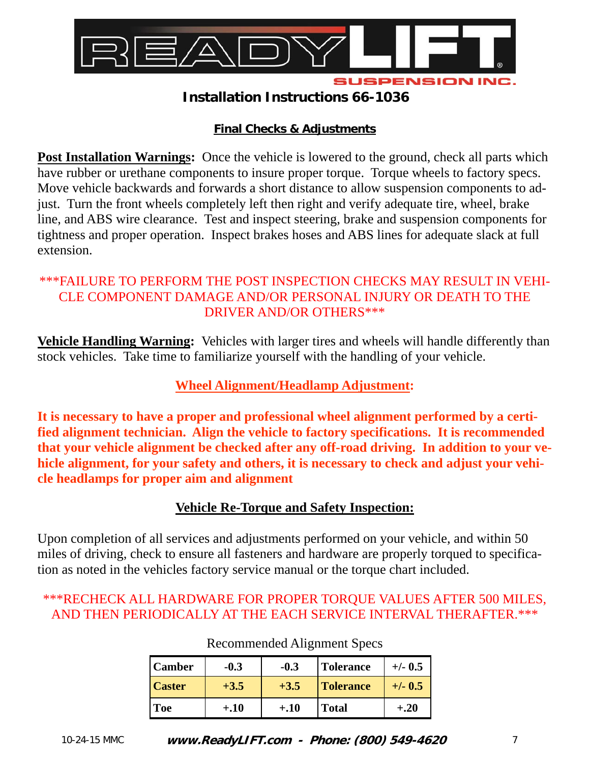# READYLIFT SUSPENSION INC.

## Installation Instructions 66-1036

### Final Checks & Adjustments

**Post Installation Warnings:** Once the vehicle is lowered to the ground, check all parts which have rubber or urethane components to insure proper torque. Torque wheels to factory specs. Move vehicle backwards and forwards a short distance to allow suspension components to adjust. Turn the front wheels completely left then right and verify adequate tire, wheel, brake line, and ABS wire clearance. Test and inspect steering, brake and suspension components for tightness and proper operation. Inspect brakes hoses and ABS lines for adequate slack at full extension.

***FAILURE TO PERFORM THE POST INSPECTION CHECKS MAY RESULT IN VEHICLE COMPONENT DAMAGE AND/OR PERSONAL INJURY OR DEATH TO THE DRIVER AND/OR OTHERS***

**Vehicle Handling Warning:** Vehicles with larger tires and wheels will handle differently than stock vehicles. Take time to familiarize yourself with the handling of your vehicle.

### Wheel Alignment/Headlamp Adjustment:

**It is necessary to have a proper and professional wheel alignment performed by a certified alignment technician. Align the vehicle to factory specifications. It is recommended that your vehicle alignment be checked after any off-road driving. In addition to your vehicle alignment, for your safety and others, it is necessary to check and adjust your vehicle headlamps for proper aim and alignment**

### Vehicle Re-Torque and Safety Inspection:

Upon completion of all services and adjustments performed on your vehicle, and within 50 miles of driving, check to ensure all fasteners and hardware are properly torqued to specification as noted in the vehicles factory service manual or the torque chart included.

***RECHECK ALL HARDWARE FOR PROPER TORQUE VALUES AFTER 500 MILES, AND THEN PERIODICALLY AT THE EACH SERVICE INTERVAL THERAFTER.***

Recommended Alignment Specs

| | | | | |
|---|---|---|---|---|
| **Camber** | **-0.3** | **-0.3** | **Tolerance** | **+/- 0.5** |
| **Caster** | **+3.5** | **+3.5** | **Tolerance** | **+/- 0.5** |
| **Toe** | **+.10** | **+.10** | **Total** | **+.20** |

10-24-15 MMC **www.ReadyLIFT.com - Phone: (800) 549-4620**